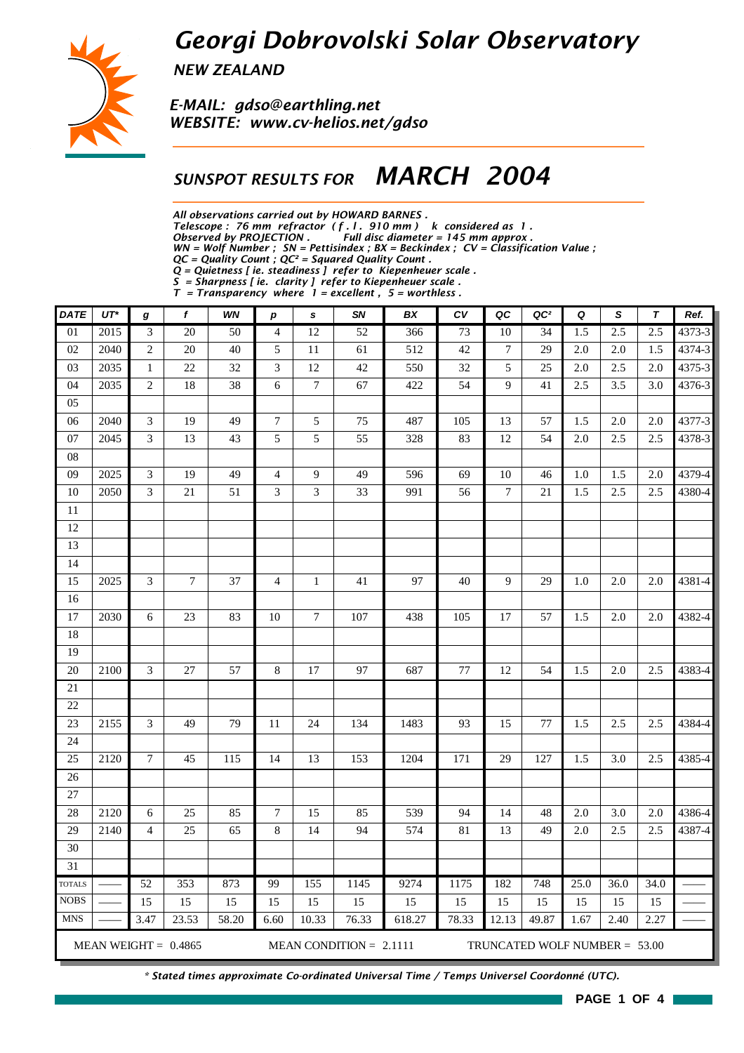# Georgi Dobrovolski Solar Observatory

*NEW ZEALAND*

*E-MAIL: gdso@earthling.net*
*WEBSITE: www.cv-helios.net/gdso*

## SUNSPOT RESULTS FOR MARCH 2004

*All observations carried out by HOWARD BARNES .*
*Telescope : 76 mm refractor ( f . l . 910 mm ) k considered as 1 .*
*Observed by PROJECTION . Full disc diameter = 145 mm approx .*
*WN = Wolf Number ; SN = Pettisindex ; BX = Beckindex ; CV = Classification Value ;*
*QC = Quality Count ; QC² = Squared Quality Count .*
*Q = Quietness [ ie. steadiness ] refer to Kiepenheuer scale .*
*S = Sharpness [ ie. clarity ] refer to Kiepenheuer scale .*
*T = Transparency where 1 = excellent , 5 = worthless .*

| DATE | UT* | g | f | WN | p | s | SN | BX | CV | QC | QC² | Q | S | T | Ref. |
|---|---|---|---|---|---|---|---|---|---|---|---|---|---|---|---|
| 01 | 2015 | 3 | 20 | 50 | 4 | 12 | 52 | 366 | 73 | 10 | 34 | 1.5 | 2.5 | 2.5 | 4373-3 |
| 02 | 2040 | 2 | 20 | 40 | 5 | 11 | 61 | 512 | 42 | 7 | 29 | 2.0 | 2.0 | 1.5 | 4374-3 |
| 03 | 2035 | 1 | 22 | 32 | 3 | 12 | 42 | 550 | 32 | 5 | 25 | 2.0 | 2.5 | 2.0 | 4375-3 |
| 04 | 2035 | 2 | 18 | 38 | 6 | 7 | 67 | 422 | 54 | 9 | 41 | 2.5 | 3.5 | 3.0 | 4376-3 |
| 05 | | | | | | | | | | | | | | | |
| 06 | 2040 | 3 | 19 | 49 | 7 | 5 | 75 | 487 | 105 | 13 | 57 | 1.5 | 2.0 | 2.0 | 4377-3 |
| 07 | 2045 | 3 | 13 | 43 | 5 | 5 | 55 | 328 | 83 | 12 | 54 | 2.0 | 2.5 | 2.5 | 4378-3 |
| 08 | | | | | | | | | | | | | | | |
| 09 | 2025 | 3 | 19 | 49 | 4 | 9 | 49 | 596 | 69 | 10 | 46 | 1.0 | 1.5 | 2.0 | 4379-4 |
| 10 | 2050 | 3 | 21 | 51 | 3 | 3 | 33 | 991 | 56 | 7 | 21 | 1.5 | 2.5 | 2.5 | 4380-4 |
| 11 | | | | | | | | | | | | | | | |
| 12 | | | | | | | | | | | | | | | |
| 13 | | | | | | | | | | | | | | | |
| 14 | | | | | | | | | | | | | | | |
| 15 | 2025 | 3 | 7 | 37 | 4 | 1 | 41 | 97 | 40 | 9 | 29 | 1.0 | 2.0 | 2.0 | 4381-4 |
| 16 | | | | | | | | | | | | | | | |
| 17 | 2030 | 6 | 23 | 83 | 10 | 7 | 107 | 438 | 105 | 17 | 57 | 1.5 | 2.0 | 2.0 | 4382-4 |
| 18 | | | | | | | | | | | | | | | |
| 19 | | | | | | | | | | | | | | | |
| 20 | 2100 | 3 | 27 | 57 | 8 | 17 | 97 | 687 | 77 | 12 | 54 | 1.5 | 2.0 | 2.5 | 4383-4 |
| 21 | | | | | | | | | | | | | | | |
| 22 | | | | | | | | | | | | | | | |
| 23 | 2155 | 3 | 49 | 79 | 11 | 24 | 134 | 1483 | 93 | 15 | 77 | 1.5 | 2.5 | 2.5 | 4384-4 |
| 24 | | | | | | | | | | | | | | | |
| 25 | 2120 | 7 | 45 | 115 | 14 | 13 | 153 | 1204 | 171 | 29 | 127 | 1.5 | 3.0 | 2.5 | 4385-4 |
| 26 | | | | | | | | | | | | | | | |
| 27 | | | | | | | | | | | | | | | |
| 28 | 2120 | 6 | 25 | 85 | 7 | 15 | 85 | 539 | 94 | 14 | 48 | 2.0 | 3.0 | 2.0 | 4386-4 |
| 29 | 2140 | 4 | 25 | 65 | 8 | 14 | 94 | 574 | 81 | 13 | 49 | 2.0 | 2.5 | 2.5 | 4387-4 |
| 30 | | | | | | | | | | | | | | | |
| 31 | | | | | | | | | | | | | | | |
| TOTALS | —— | 52 | 353 | 873 | 99 | 155 | 1145 | 9274 | 1175 | 182 | 748 | 25.0 | 36.0 | 34.0 | —— |
| NOBS | —— | 15 | 15 | 15 | 15 | 15 | 15 | 15 | 15 | 15 | 15 | 15 | 15 | 15 | —— |
| MNS | —— | 3.47 | 23.53 | 58.20 | 6.60 | 10.33 | 76.33 | 618.27 | 78.33 | 12.13 | 49.87 | 1.67 | 2.40 | 2.27 | —— |

MEAN WEIGHT = 0.4865 MEAN CONDITION = 2.1111 TRUNCATED WOLF NUMBER = 53.00

*\* Stated times approximate Co-ordinated Universal Time / Temps Universel Coordonné (UTC).*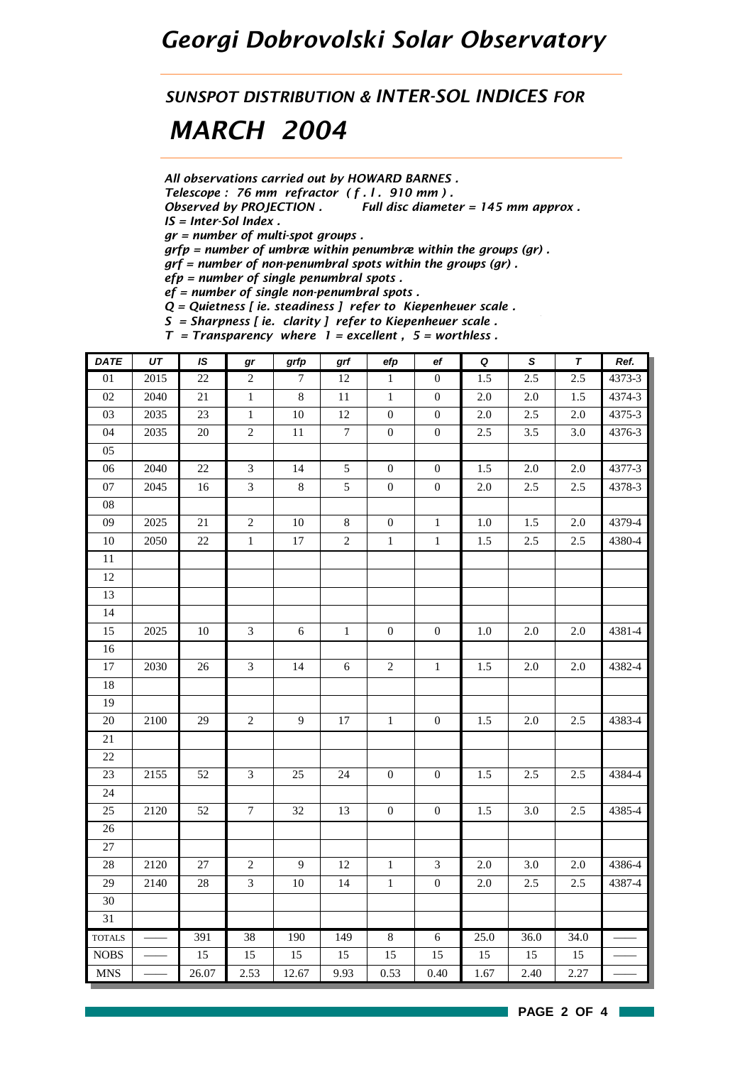# *Georgi Dobrovolski Solar Observatory*

## *SUNSPOT DISTRIBUTION & INTER-SOL INDICES FOR*

# *MARCH 2004*

*All observations carried out by HOWARD BARNES .*
*Telescope : 76 mm refractor ( f . l . 910 mm ) .*
*Observed by PROJECTION .        Full disc diameter = 145 mm approx .*
*IS = Inter-Sol Index .*
*gr = number of multi-spot groups .*
*grfp = number of umbræ within penumbræ within the groups (gr) .*
*grf = number of non-penumbral spots within the groups (gr) .*
*efp = number of single penumbral spots .*
*ef = number of single non-penumbral spots .*
*Q = Quietness [ ie. steadiness ] refer to Kiepenheuer scale .*
*S = Sharpness [ ie. clarity ] refer to Kiepenheuer scale .*
*T = Transparency where 1 = excellent , 5 = worthless .*

| DATE | UT | IS | gr | grfp | grf | efp | ef | Q | S | T | Ref. |
|---|---|---|---|---|---|---|---|---|---|---|---|
| 01 | 2015 | 22 | 2 | 7 | 12 | 1 | 0 | 1.5 | 2.5 | 2.5 | 4373-3 |
| 02 | 2040 | 21 | 1 | 8 | 11 | 1 | 0 | 2.0 | 2.0 | 1.5 | 4374-3 |
| 03 | 2035 | 23 | 1 | 10 | 12 | 0 | 0 | 2.0 | 2.5 | 2.0 | 4375-3 |
| 04 | 2035 | 20 | 2 | 11 | 7 | 0 | 0 | 2.5 | 3.5 | 3.0 | 4376-3 |
| 05 | | | | | | | | | | | |
| 06 | 2040 | 22 | 3 | 14 | 5 | 0 | 0 | 1.5 | 2.0 | 2.0 | 4377-3 |
| 07 | 2045 | 16 | 3 | 8 | 5 | 0 | 0 | 2.0 | 2.5 | 2.5 | 4378-3 |
| 08 | | | | | | | | | | | |
| 09 | 2025 | 21 | 2 | 10 | 8 | 0 | 1 | 1.0 | 1.5 | 2.0 | 4379-4 |
| 10 | 2050 | 22 | 1 | 17 | 2 | 1 | 1 | 1.5 | 2.5 | 2.5 | 4380-4 |
| 11 | | | | | | | | | | | |
| 12 | | | | | | | | | | | |
| 13 | | | | | | | | | | | |
| 14 | | | | | | | | | | | |
| 15 | 2025 | 10 | 3 | 6 | 1 | 0 | 0 | 1.0 | 2.0 | 2.0 | 4381-4 |
| 16 | | | | | | | | | | | |
| 17 | 2030 | 26 | 3 | 14 | 6 | 2 | 1 | 1.5 | 2.0 | 2.0 | 4382-4 |
| 18 | | | | | | | | | | | |
| 19 | | | | | | | | | | | |
| 20 | 2100 | 29 | 2 | 9 | 17 | 1 | 0 | 1.5 | 2.0 | 2.5 | 4383-4 |
| 21 | | | | | | | | | | | |
| 22 | | | | | | | | | | | |
| 23 | 2155 | 52 | 3 | 25 | 24 | 0 | 0 | 1.5 | 2.5 | 2.5 | 4384-4 |
| 24 | | | | | | | | | | | |
| 25 | 2120 | 52 | 7 | 32 | 13 | 0 | 0 | 1.5 | 3.0 | 2.5 | 4385-4 |
| 26 | | | | | | | | | | | |
| 27 | | | | | | | | | | | |
| 28 | 2120 | 27 | 2 | 9 | 12 | 1 | 3 | 2.0 | 3.0 | 2.0 | 4386-4 |
| 29 | 2140 | 28 | 3 | 10 | 14 | 1 | 0 | 2.0 | 2.5 | 2.5 | 4387-4 |
| 30 | | | | | | | | | | | |
| 31 | | | | | | | | | | | |
| TOTALS | —— | 391 | 38 | 190 | 149 | 8 | 6 | 25.0 | 36.0 | 34.0 | —— |
| NOBS | —— | 15 | 15 | 15 | 15 | 15 | 15 | 15 | 15 | 15 | —— |
| MNS | —— | 26.07 | 2.53 | 12.67 | 9.93 | 0.53 | 0.40 | 1.67 | 2.40 | 2.27 | —— |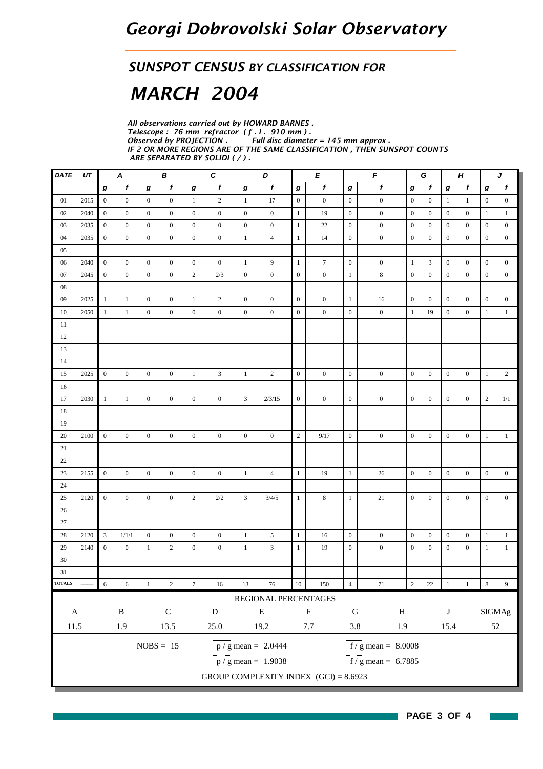# Georgi Dobrovolski Solar Observatory

## SUNSPOT CENSUS BY CLASSIFICATION FOR

# MARCH 2004

*All observations carried out by HOWARD BARNES .*
*Telescope : 76 mm refractor ( f . l . 910 mm ) .*
*Observed by PROJECTION . Full disc diameter = 145 mm approx .*
*IF 2 OR MORE REGIONS ARE OF THE SAME CLASSIFICATION , THEN SUNSPOT COUNTS ARE SEPARATED BY SOLIDI ( / ) .*

| DATE | UT | A | | B | | C | | D | | E | | F | | G | | H | | J | |
|---|---|---|---|---|---|---|---|---|---|---|---|---|---|---|---|---|---|---|---|
| | | g | f | g | f | g | f | g | f | g | f | g | f | g | f | g | f | g | f |
| 01 | 2015 | 0 | 0 | 0 | 0 | 1 | 2 | 1 | 17 | 0 | 0 | 0 | 0 | 0 | 0 | 1 | 1 | 0 | 0 |
| 02 | 2040 | 0 | 0 | 0 | 0 | 0 | 0 | 0 | 0 | 1 | 19 | 0 | 0 | 0 | 0 | 0 | 0 | 1 | 1 |
| 03 | 2035 | 0 | 0 | 0 | 0 | 0 | 0 | 0 | 0 | 1 | 22 | 0 | 0 | 0 | 0 | 0 | 0 | 0 | 0 |
| 04 | 2035 | 0 | 0 | 0 | 0 | 0 | 0 | 1 | 4 | 1 | 14 | 0 | 0 | 0 | 0 | 0 | 0 | 0 | 0 |
| 05 | | | | | | | | | | | | | | | | | | | |
| 06 | 2040 | 0 | 0 | 0 | 0 | 0 | 0 | 1 | 9 | 1 | 7 | 0 | 0 | 1 | 3 | 0 | 0 | 0 | 0 |
| 07 | 2045 | 0 | 0 | 0 | 0 | 2 | 2/3 | 0 | 0 | 0 | 0 | 1 | 8 | 0 | 0 | 0 | 0 | 0 | 0 |
| 08 | | | | | | | | | | | | | | | | | | | |
| 09 | 2025 | 1 | 1 | 0 | 0 | 1 | 2 | 0 | 0 | 0 | 0 | 1 | 16 | 0 | 0 | 0 | 0 | 0 | 0 |
| 10 | 2050 | 1 | 1 | 0 | 0 | 0 | 0 | 0 | 0 | 0 | 0 | 0 | 0 | 1 | 19 | 0 | 0 | 1 | 1 |
| 11 | | | | | | | | | | | | | | | | | | | |
| 12 | | | | | | | | | | | | | | | | | | | |
| 13 | | | | | | | | | | | | | | | | | | | |
| 14 | | | | | | | | | | | | | | | | | | | |
| 15 | 2025 | 0 | 0 | 0 | 0 | 1 | 3 | 1 | 2 | 0 | 0 | 0 | 0 | 0 | 0 | 0 | 0 | 1 | 2 |
| 16 | | | | | | | | | | | | | | | | | | | |
| 17 | 2030 | 1 | 1 | 0 | 0 | 0 | 0 | 3 | 2/3/15 | 0 | 0 | 0 | 0 | 0 | 0 | 0 | 0 | 2 | 1/1 |
| 18 | | | | | | | | | | | | | | | | | | | |
| 19 | | | | | | | | | | | | | | | | | | | |
| 20 | 2100 | 0 | 0 | 0 | 0 | 0 | 0 | 0 | 0 | 2 | 9/17 | 0 | 0 | 0 | 0 | 0 | 0 | 1 | 1 |
| 21 | | | | | | | | | | | | | | | | | | | |
| 22 | | | | | | | | | | | | | | | | | | | |
| 23 | 2155 | 0 | 0 | 0 | 0 | 0 | 0 | 1 | 4 | 1 | 19 | 1 | 26 | 0 | 0 | 0 | 0 | 0 | 0 |
| 24 | | | | | | | | | | | | | | | | | | | |
| 25 | 2120 | 0 | 0 | 0 | 0 | 2 | 2/2 | 3 | 3/4/5 | 1 | 8 | 1 | 21 | 0 | 0 | 0 | 0 | 0 | 0 |
| 26 | | | | | | | | | | | | | | | | | | | |
| 27 | | | | | | | | | | | | | | | | | | | |
| 28 | 2120 | 3 | 1/1/1 | 0 | 0 | 0 | 0 | 1 | 5 | 1 | 16 | 0 | 0 | 0 | 0 | 0 | 0 | 1 | 1 |
| 29 | 2140 | 0 | 0 | 1 | 2 | 0 | 0 | 1 | 3 | 1 | 19 | 0 | 0 | 0 | 0 | 0 | 0 | 1 | 1 |
| 30 | | | | | | | | | | | | | | | | | | | |
| 31 | | | | | | | | | | | | | | | | | | | |
| TOTALS | —— | 6 | 6 | 1 | 2 | 7 | 16 | 13 | 76 | 10 | 150 | 4 | 71 | 2 | 22 | 1 | 1 | 8 | 9 |

REGIONAL PERCENTAGES

| A | B | C | D | E | F | G | H | J | SIGMAg |
|---|---|---|---|---|---|---|---|---|---|
| 11.5 | 1.9 | 13.5 | 25.0 | 19.2 | 7.7 | 3.8 | 1.9 | 15.4 | 52 |

NOBS = 15

$\overline{p / g}$ mean = 2.0444

$\overline{f / g}$ mean = 8.0008

$\bar{p} / \bar{g}$ mean = 1.9038

$\bar{f} / \bar{g}$ mean = 6.7885

GROUP COMPLEXITY INDEX (GCI) = 8.6923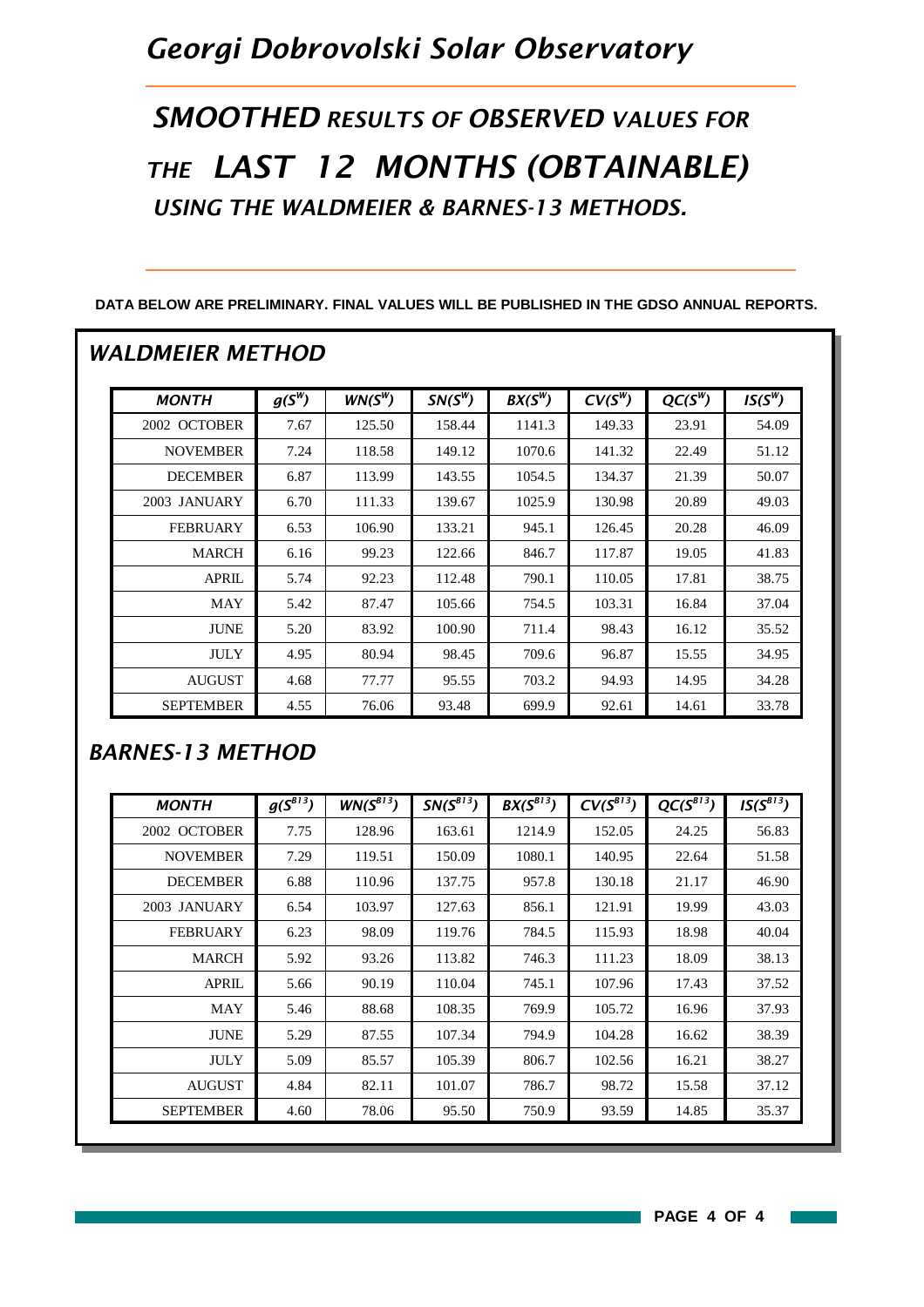# Georgi Dobrovolski Solar Observatory

## SMOOTHED RESULTS OF OBSERVED VALUES FOR THE LAST 12 MONTHS (OBTAINABLE) USING THE WALDMEIER & BARNES-13 METHODS.

**DATA BELOW ARE PRELIMINARY. FINAL VALUES WILL BE PUBLISHED IN THE GDSO ANNUAL REPORTS.**

### WALDMEIER METHOD

| MONTH | $g(S^W)$ | $WN(S^W)$ | $SN(S^W)$ | $BX(S^W)$ | $CV(S^W)$ | $QC(S^W)$ | $IS(S^W)$ |
|---|---|---|---|---|---|---|---|
| 2002 OCTOBER | 7.67 | 125.50 | 158.44 | 1141.3 | 149.33 | 23.91 | 54.09 |
| NOVEMBER | 7.24 | 118.58 | 149.12 | 1070.6 | 141.32 | 22.49 | 51.12 |
| DECEMBER | 6.87 | 113.99 | 143.55 | 1054.5 | 134.37 | 21.39 | 50.07 |
| 2003 JANUARY | 6.70 | 111.33 | 139.67 | 1025.9 | 130.98 | 20.89 | 49.03 |
| FEBRUARY | 6.53 | 106.90 | 133.21 | 945.1 | 126.45 | 20.28 | 46.09 |
| MARCH | 6.16 | 99.23 | 122.66 | 846.7 | 117.87 | 19.05 | 41.83 |
| APRIL | 5.74 | 92.23 | 112.48 | 790.1 | 110.05 | 17.81 | 38.75 |
| MAY | 5.42 | 87.47 | 105.66 | 754.5 | 103.31 | 16.84 | 37.04 |
| JUNE | 5.20 | 83.92 | 100.90 | 711.4 | 98.43 | 16.12 | 35.52 |
| JULY | 4.95 | 80.94 | 98.45 | 709.6 | 96.87 | 15.55 | 34.95 |
| AUGUST | 4.68 | 77.77 | 95.55 | 703.2 | 94.93 | 14.95 | 34.28 |
| SEPTEMBER | 4.55 | 76.06 | 93.48 | 699.9 | 92.61 | 14.61 | 33.78 |

### BARNES-13 METHOD

| MONTH | $g(S^{B13})$ | $WN(S^{B13})$ | $SN(S^{B13})$ | $BX(S^{B13})$ | $CV(S^{B13})$ | $QC(S^{B13})$ | $IS(S^{B13})$ |
|---|---|---|---|---|---|---|---|
| 2002 OCTOBER | 7.75 | 128.96 | 163.61 | 1214.9 | 152.05 | 24.25 | 56.83 |
| NOVEMBER | 7.29 | 119.51 | 150.09 | 1080.1 | 140.95 | 22.64 | 51.58 |
| DECEMBER | 6.88 | 110.96 | 137.75 | 957.8 | 130.18 | 21.17 | 46.90 |
| 2003 JANUARY | 6.54 | 103.97 | 127.63 | 856.1 | 121.91 | 19.99 | 43.03 |
| FEBRUARY | 6.23 | 98.09 | 119.76 | 784.5 | 115.93 | 18.98 | 40.04 |
| MARCH | 5.92 | 93.26 | 113.82 | 746.3 | 111.23 | 18.09 | 38.13 |
| APRIL | 5.66 | 90.19 | 110.04 | 745.1 | 107.96 | 17.43 | 37.52 |
| MAY | 5.46 | 88.68 | 108.35 | 769.9 | 105.72 | 16.96 | 37.93 |
| JUNE | 5.29 | 87.55 | 107.34 | 794.9 | 104.28 | 16.62 | 38.39 |
| JULY | 5.09 | 85.57 | 105.39 | 806.7 | 102.56 | 16.21 | 38.27 |
| AUGUST | 4.84 | 82.11 | 101.07 | 786.7 | 98.72 | 15.58 | 37.12 |
| SEPTEMBER | 4.60 | 78.06 | 95.50 | 750.9 | 93.59 | 14.85 | 35.37 |